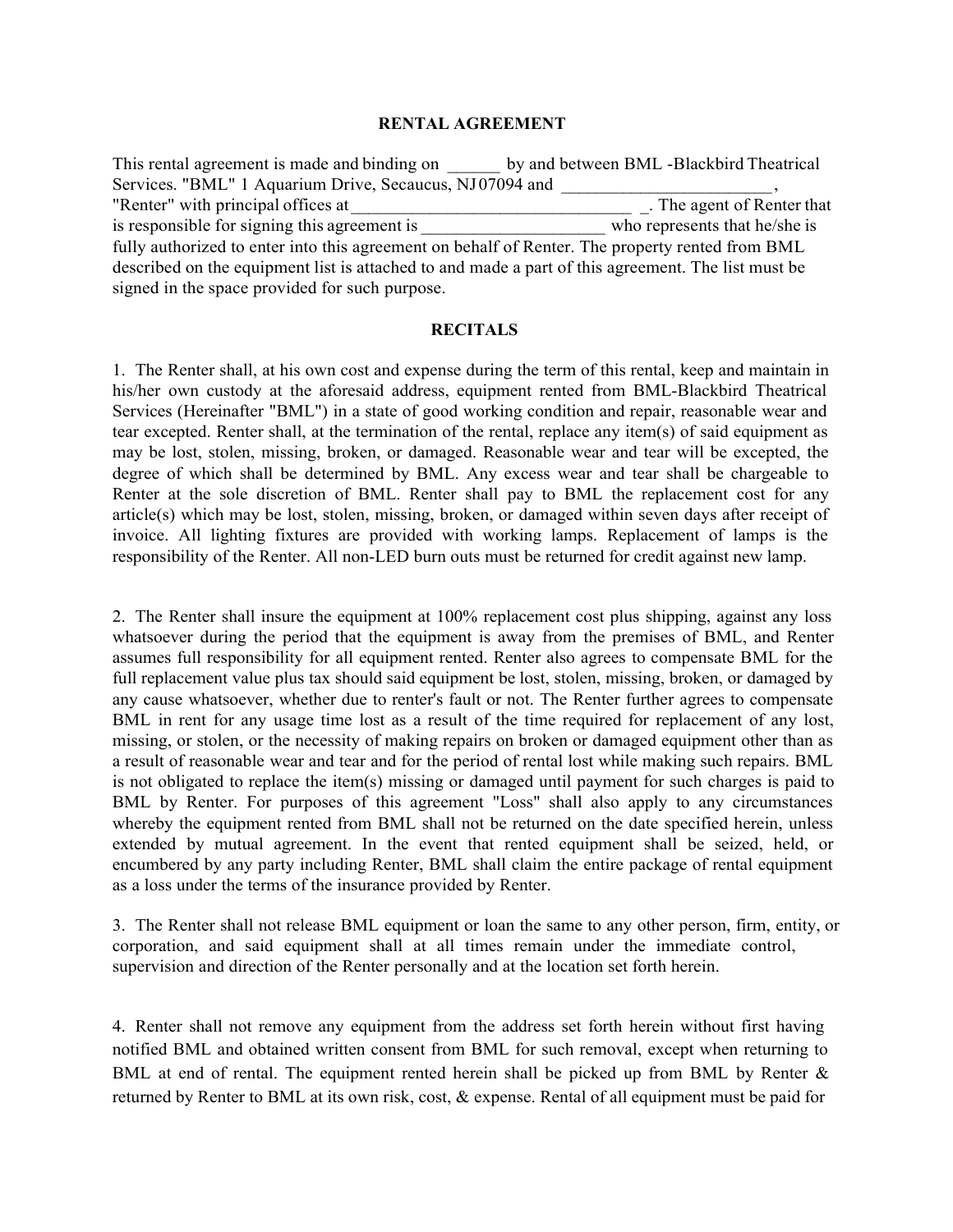# RENTAL AGREEMENT

This rental agreement is made and binding on ______ by and between BML -Blackbird Theatrical Services. "BML" 1 Aquarium Drive, Secaucus, NJ 07094 and ________________________, "Renter" with principal offices at _________________________________ _. The agent of Renter that is responsible for signing this agreement is _____________________ who represents that he/she is fully authorized to enter into this agreement on behalf of Renter. The property rented from BML described on the equipment list is attached to and made a part of this agreement. The list must be signed in the space provided for such purpose.

## RECITALS

1. The Renter shall, at his own cost and expense during the term of this rental, keep and maintain in his/her own custody at the aforesaid address, equipment rented from BML-Blackbird Theatrical Services (Hereinafter "BML") in a state of good working condition and repair, reasonable wear and tear excepted. Renter shall, at the termination of the rental, replace any item(s) of said equipment as may be lost, stolen, missing, broken, or damaged. Reasonable wear and tear will be excepted, the degree of which shall be determined by BML. Any excess wear and tear shall be chargeable to Renter at the sole discretion of BML. Renter shall pay to BML the replacement cost for any article(s) which may be lost, stolen, missing, broken, or damaged within seven days after receipt of invoice. All lighting fixtures are provided with working lamps. Replacement of lamps is the responsibility of the Renter. All non-LED burn outs must be returned for credit against new lamp.

2. The Renter shall insure the equipment at 100% replacement cost plus shipping, against any loss whatsoever during the period that the equipment is away from the premises of BML, and Renter assumes full responsibility for all equipment rented. Renter also agrees to compensate BML for the full replacement value plus tax should said equipment be lost, stolen, missing, broken, or damaged by any cause whatsoever, whether due to renter's fault or not. The Renter further agrees to compensate BML in rent for any usage time lost as a result of the time required for replacement of any lost, missing, or stolen, or the necessity of making repairs on broken or damaged equipment other than as a result of reasonable wear and tear and for the period of rental lost while making such repairs. BML is not obligated to replace the item(s) missing or damaged until payment for such charges is paid to BML by Renter. For purposes of this agreement "Loss" shall also apply to any circumstances whereby the equipment rented from BML shall not be returned on the date specified herein, unless extended by mutual agreement. In the event that rented equipment shall be seized, held, or encumbered by any party including Renter, BML shall claim the entire package of rental equipment as a loss under the terms of the insurance provided by Renter.

3. The Renter shall not release BML equipment or loan the same to any other person, firm, entity, or corporation, and said equipment shall at all times remain under the immediate control, supervision and direction of the Renter personally and at the location set forth herein.

4. Renter shall not remove any equipment from the address set forth herein without first having notified BML and obtained written consent from BML for such removal, except when returning to BML at end of rental. The equipment rented herein shall be picked up from BML by Renter & returned by Renter to BML at its own risk, cost, & expense. Rental of all equipment must be paid for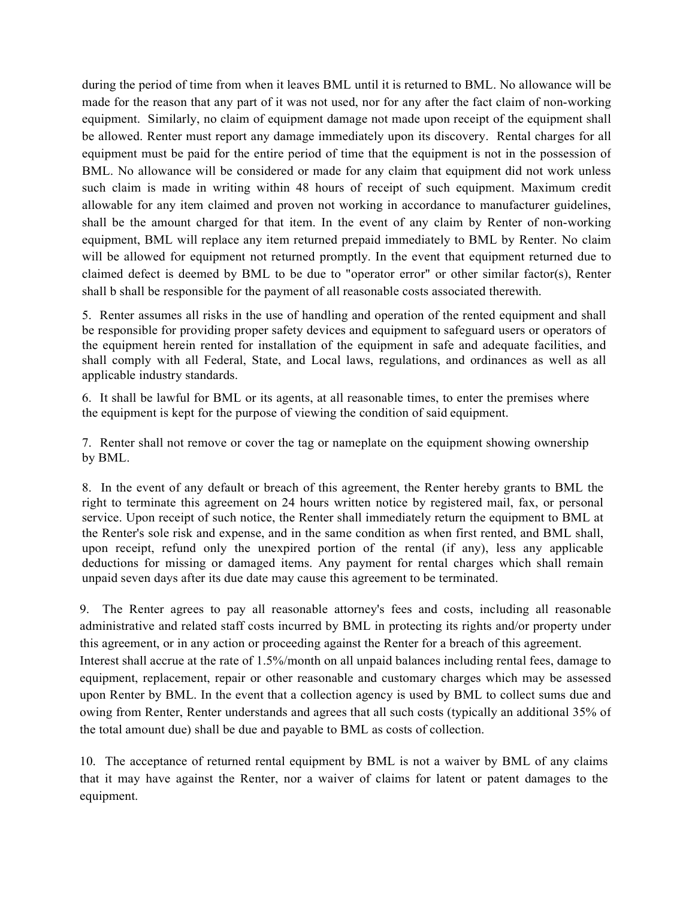during the period of time from when it leaves BML until it is returned to BML. No allowance will be made for the reason that any part of it was not used, nor for any after the fact claim of non-working equipment. Similarly, no claim of equipment damage not made upon receipt of the equipment shall be allowed. Renter must report any damage immediately upon its discovery. Rental charges for all equipment must be paid for the entire period of time that the equipment is not in the possession of BML. No allowance will be considered or made for any claim that equipment did not work unless such claim is made in writing within 48 hours of receipt of such equipment. Maximum credit allowable for any item claimed and proven not working in accordance to manufacturer guidelines, shall be the amount charged for that item. In the event of any claim by Renter of non-working equipment, BML will replace any item returned prepaid immediately to BML by Renter. No claim will be allowed for equipment not returned promptly. In the event that equipment returned due to claimed defect is deemed by BML to be due to "operator error" or other similar factor(s), Renter shall b shall be responsible for the payment of all reasonable costs associated therewith.

5. Renter assumes all risks in the use of handling and operation of the rented equipment and shall be responsible for providing proper safety devices and equipment to safeguard users or operators of the equipment herein rented for installation of the equipment in safe and adequate facilities, and shall comply with all Federal, State, and Local laws, regulations, and ordinances as well as all applicable industry standards.

6. It shall be lawful for BML or its agents, at all reasonable times, to enter the premises where the equipment is kept for the purpose of viewing the condition of said equipment.

7. Renter shall not remove or cover the tag or nameplate on the equipment showing ownership by BML.

8. In the event of any default or breach of this agreement, the Renter hereby grants to BML the right to terminate this agreement on 24 hours written notice by registered mail, fax, or personal service. Upon receipt of such notice, the Renter shall immediately return the equipment to BML at the Renter's sole risk and expense, and in the same condition as when first rented, and BML shall, upon receipt, refund only the unexpired portion of the rental (if any), less any applicable deductions for missing or damaged items. Any payment for rental charges which shall remain unpaid seven days after its due date may cause this agreement to be terminated.

9. The Renter agrees to pay all reasonable attorney's fees and costs, including all reasonable administrative and related staff costs incurred by BML in protecting its rights and/or property under this agreement, or in any action or proceeding against the Renter for a breach of this agreement. Interest shall accrue at the rate of 1.5%/month on all unpaid balances including rental fees, damage to equipment, replacement, repair or other reasonable and customary charges which may be assessed upon Renter by BML. In the event that a collection agency is used by BML to collect sums due and owing from Renter, Renter understands and agrees that all such costs (typically an additional 35% of the total amount due) shall be due and payable to BML as costs of collection.

10. The acceptance of returned rental equipment by BML is not a waiver by BML of any claims that it may have against the Renter, nor a waiver of claims for latent or patent damages to the equipment.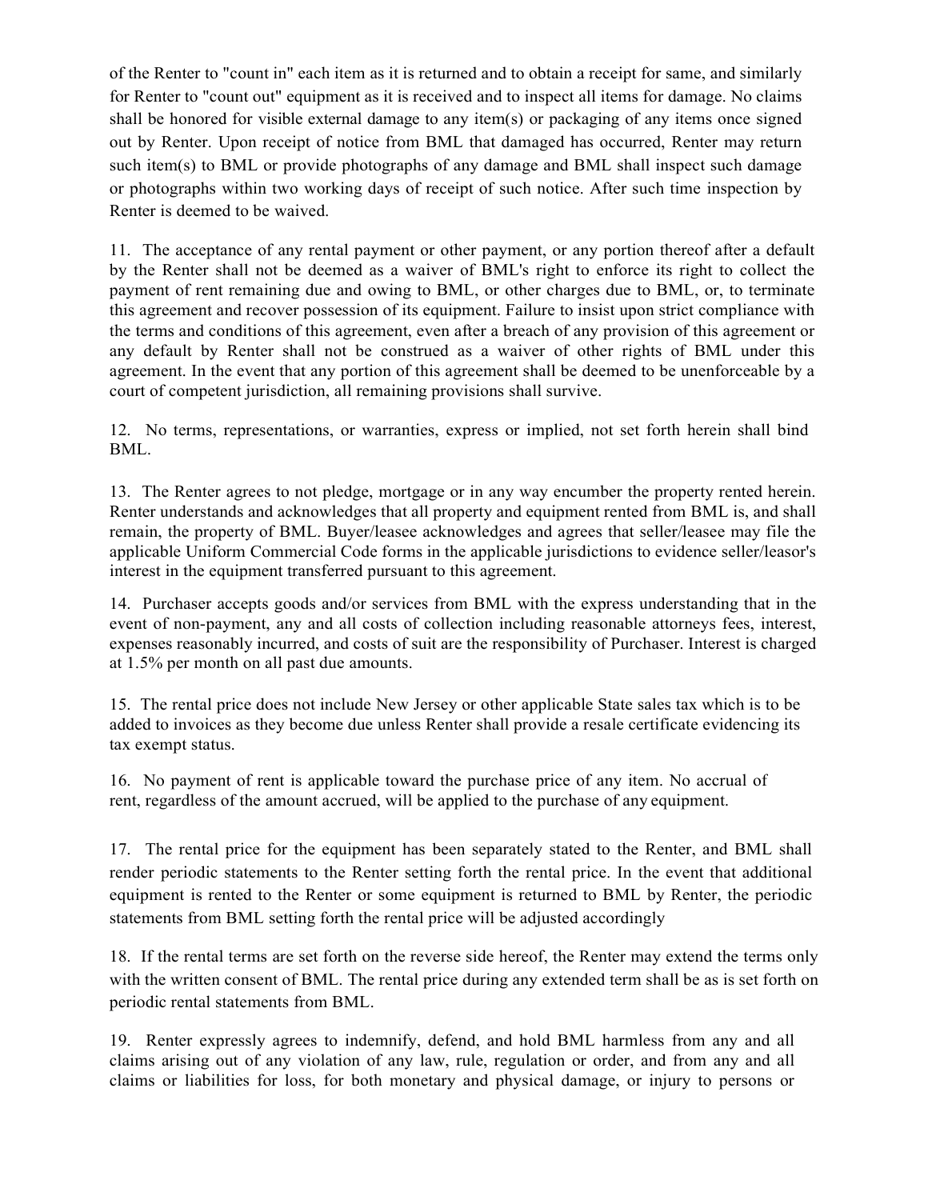of the Renter to "count in" each item as it is returned and to obtain a receipt for same, and similarly for Renter to "count out" equipment as it is received and to inspect all items for damage. No claims shall be honored for visible external damage to any item(s) or packaging of any items once signed out by Renter. Upon receipt of notice from BML that damaged has occurred, Renter may return such item(s) to BML or provide photographs of any damage and BML shall inspect such damage or photographs within two working days of receipt of such notice. After such time inspection by Renter is deemed to be waived.

11. The acceptance of any rental payment or other payment, or any portion thereof after a default by the Renter shall not be deemed as a waiver of BML's right to enforce its right to collect the payment of rent remaining due and owing to BML, or other charges due to BML, or, to terminate this agreement and recover possession of its equipment. Failure to insist upon strict compliance with the terms and conditions of this agreement, even after a breach of any provision of this agreement or any default by Renter shall not be construed as a waiver of other rights of BML under this agreement. In the event that any portion of this agreement shall be deemed to be unenforceable by a court of competent jurisdiction, all remaining provisions shall survive.

12. No terms, representations, or warranties, express or implied, not set forth herein shall bind BML.

13. The Renter agrees to not pledge, mortgage or in any way encumber the property rented herein. Renter understands and acknowledges that all property and equipment rented from BML is, and shall remain, the property of BML. Buyer/leasee acknowledges and agrees that seller/leasee may file the applicable Uniform Commercial Code forms in the applicable jurisdictions to evidence seller/leasor's interest in the equipment transferred pursuant to this agreement.

14. Purchaser accepts goods and/or services from BML with the express understanding that in the event of non-payment, any and all costs of collection including reasonable attorneys fees, interest, expenses reasonably incurred, and costs of suit are the responsibility of Purchaser. Interest is charged at 1.5% per month on all past due amounts.

15. The rental price does not include New Jersey or other applicable State sales tax which is to be added to invoices as they become due unless Renter shall provide a resale certificate evidencing its tax exempt status.

16. No payment of rent is applicable toward the purchase price of any item. No accrual of rent, regardless of the amount accrued, will be applied to the purchase of any equipment.

17. The rental price for the equipment has been separately stated to the Renter, and BML shall render periodic statements to the Renter setting forth the rental price. In the event that additional equipment is rented to the Renter or some equipment is returned to BML by Renter, the periodic statements from BML setting forth the rental price will be adjusted accordingly

18. If the rental terms are set forth on the reverse side hereof, the Renter may extend the terms only with the written consent of BML. The rental price during any extended term shall be as is set forth on periodic rental statements from BML.

19. Renter expressly agrees to indemnify, defend, and hold BML harmless from any and all claims arising out of any violation of any law, rule, regulation or order, and from any and all claims or liabilities for loss, for both monetary and physical damage, or injury to persons or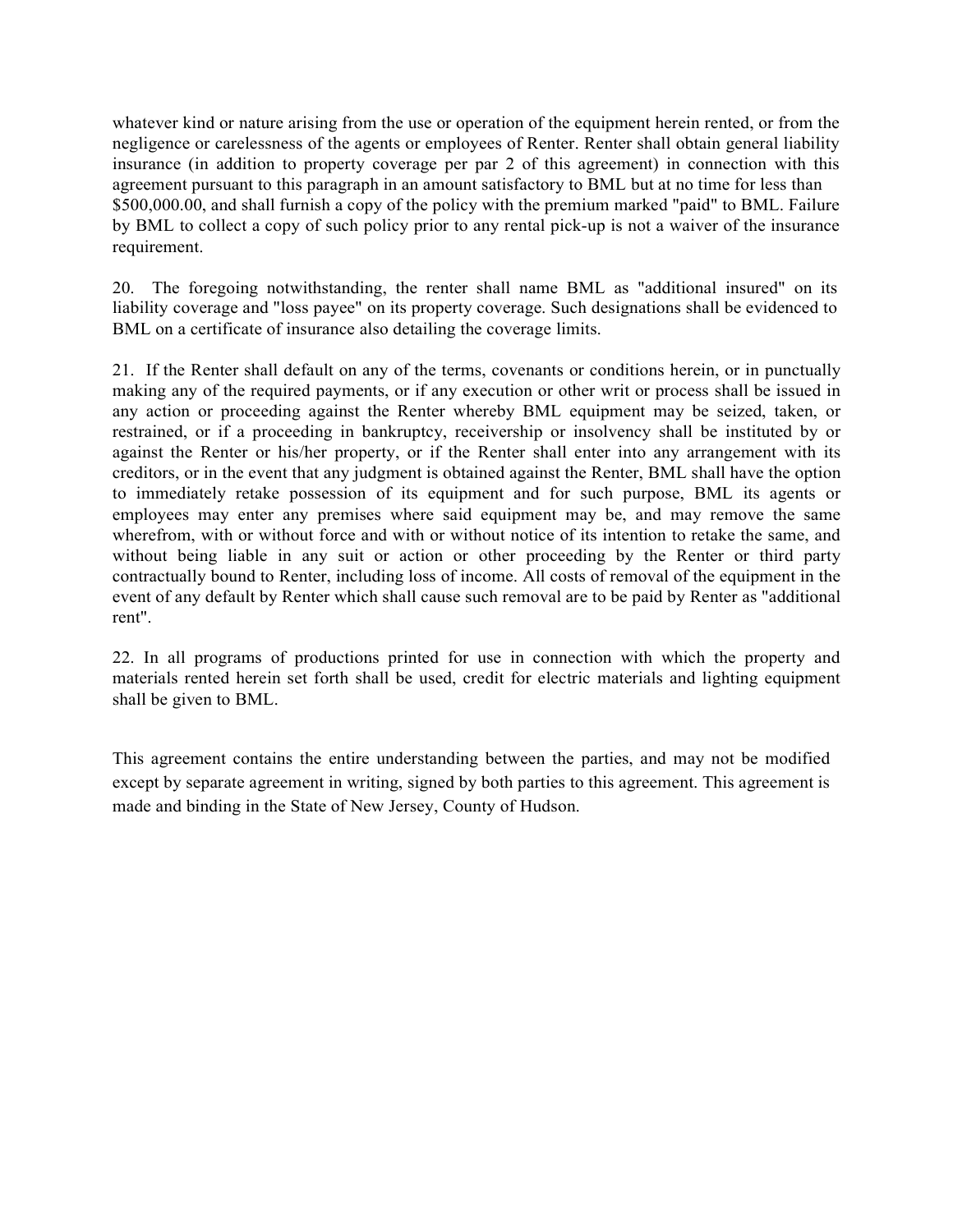whatever kind or nature arising from the use or operation of the equipment herein rented, or from the negligence or carelessness of the agents or employees of Renter. Renter shall obtain general liability insurance (in addition to property coverage per par 2 of this agreement) in connection with this agreement pursuant to this paragraph in an amount satisfactory to BML but at no time for less than $500,000.00, and shall furnish a copy of the policy with the premium marked "paid" to BML. Failure by BML to collect a copy of such policy prior to any rental pick-up is not a waiver of the insurance requirement.

20. The foregoing notwithstanding, the renter shall name BML as "additional insured" on its liability coverage and "loss payee" on its property coverage. Such designations shall be evidenced to BML on a certificate of insurance also detailing the coverage limits.

21. If the Renter shall default on any of the terms, covenants or conditions herein, or in punctually making any of the required payments, or if any execution or other writ or process shall be issued in any action or proceeding against the Renter whereby BML equipment may be seized, taken, or restrained, or if a proceeding in bankruptcy, receivership or insolvency shall be instituted by or against the Renter or his/her property, or if the Renter shall enter into any arrangement with its creditors, or in the event that any judgment is obtained against the Renter, BML shall have the option to immediately retake possession of its equipment and for such purpose, BML its agents or employees may enter any premises where said equipment may be, and may remove the same wherefrom, with or without force and with or without notice of its intention to retake the same, and without being liable in any suit or action or other proceeding by the Renter or third party contractually bound to Renter, including loss of income. All costs of removal of the equipment in the event of any default by Renter which shall cause such removal are to be paid by Renter as "additional rent".

22. In all programs of productions printed for use in connection with which the property and materials rented herein set forth shall be used, credit for electric materials and lighting equipment shall be given to BML.

This agreement contains the entire understanding between the parties, and may not be modified except by separate agreement in writing, signed by both parties to this agreement. This agreement is made and binding in the State of New Jersey, County of Hudson.